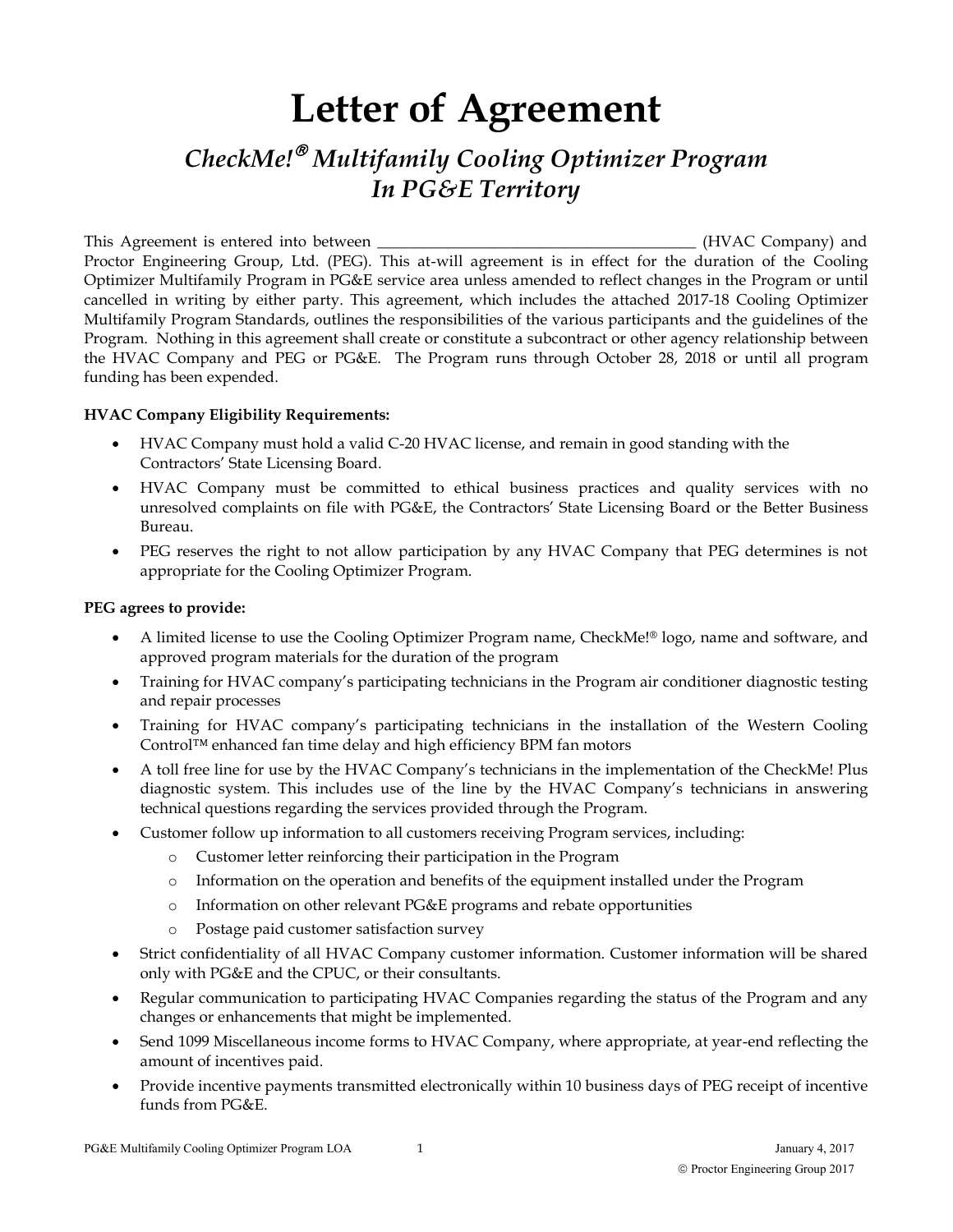# Letter of Agreement

## *CheckMe!® Multifamily Cooling Optimizer Program In PG&E Territory*

This Agreement is entered into between ________________________________________ (HVAC Company) and Proctor Engineering Group, Ltd. (PEG). This at-will agreement is in effect for the duration of the Cooling Optimizer Multifamily Program in PG&E service area unless amended to reflect changes in the Program or until cancelled in writing by either party. This agreement, which includes the attached 2017-18 Cooling Optimizer Multifamily Program Standards, outlines the responsibilities of the various participants and the guidelines of the Program. Nothing in this agreement shall create or constitute a subcontract or other agency relationship between the HVAC Company and PEG or PG&E. The Program runs through October 28, 2018 or until all program funding has been expended.

**HVAC Company Eligibility Requirements:**

- HVAC Company must hold a valid C-20 HVAC license, and remain in good standing with the Contractors' State Licensing Board.
- HVAC Company must be committed to ethical business practices and quality services with no unresolved complaints on file with PG&E, the Contractors' State Licensing Board or the Better Business Bureau.
- PEG reserves the right to not allow participation by any HVAC Company that PEG determines is not appropriate for the Cooling Optimizer Program.

**PEG agrees to provide:**

- A limited license to use the Cooling Optimizer Program name, CheckMe!® logo, name and software, and approved program materials for the duration of the program
- Training for HVAC company's participating technicians in the Program air conditioner diagnostic testing and repair processes
- Training for HVAC company's participating technicians in the installation of the Western Cooling Control™ enhanced fan time delay and high efficiency BPM fan motors
- A toll free line for use by the HVAC Company's technicians in the implementation of the CheckMe! Plus diagnostic system. This includes use of the line by the HVAC Company's technicians in answering technical questions regarding the services provided through the Program.
- Customer follow up information to all customers receiving Program services, including:
  - Customer letter reinforcing their participation in the Program
  - Information on the operation and benefits of the equipment installed under the Program
  - Information on other relevant PG&E programs and rebate opportunities
  - Postage paid customer satisfaction survey
- Strict confidentiality of all HVAC Company customer information. Customer information will be shared only with PG&E and the CPUC, or their consultants.
- Regular communication to participating HVAC Companies regarding the status of the Program and any changes or enhancements that might be implemented.
- Send 1099 Miscellaneous income forms to HVAC Company, where appropriate, at year-end reflecting the amount of incentives paid.
- Provide incentive payments transmitted electronically within 10 business days of PEG receipt of incentive funds from PG&E.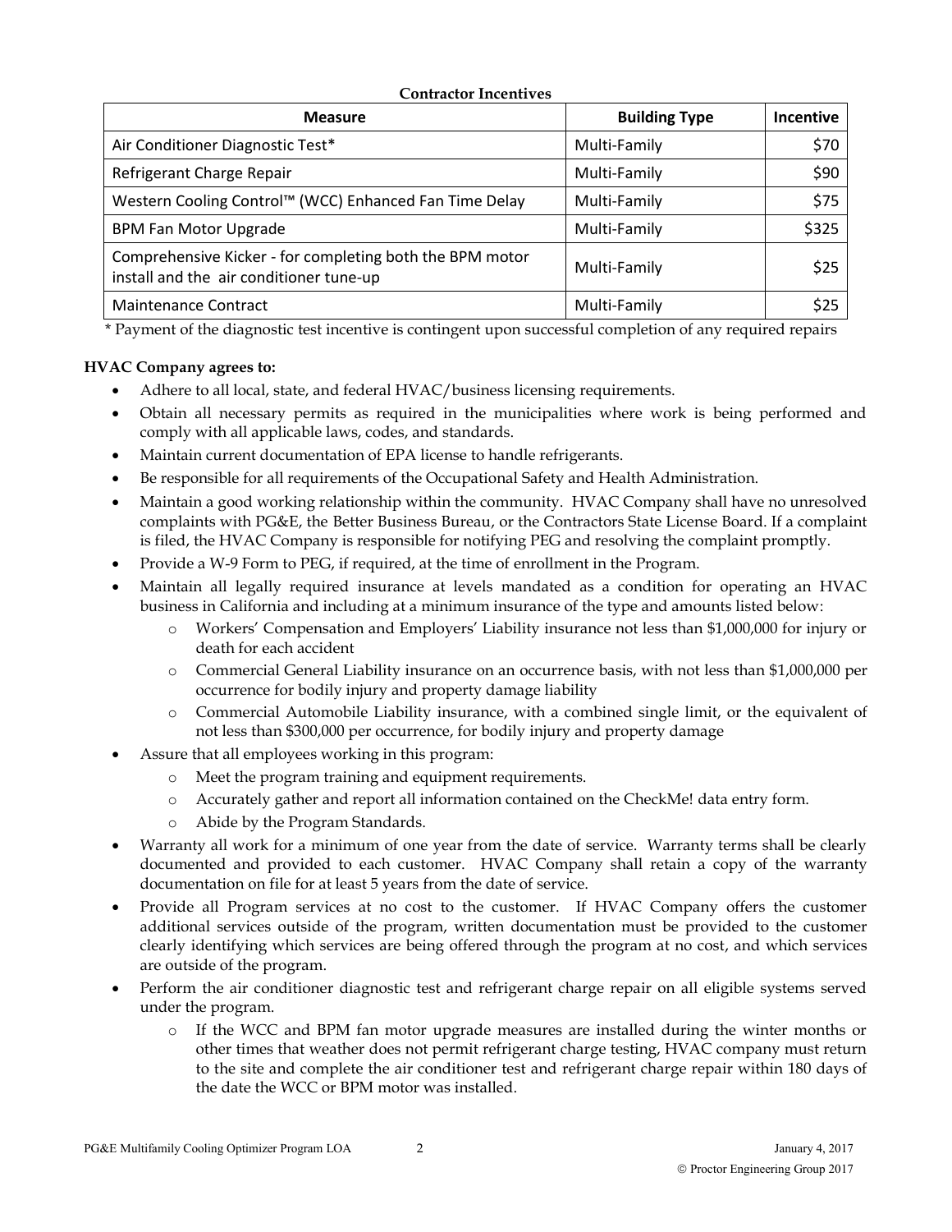**Contractor Incentives**

| Measure | Building Type | Incentive |
|---|---|---|
| Air Conditioner Diagnostic Test* | Multi-Family | $70 |
| Refrigerant Charge Repair | Multi-Family | $90 |
| Western Cooling Control™ (WCC) Enhanced Fan Time Delay | Multi-Family | $75 |
| BPM Fan Motor Upgrade | Multi-Family | $325 |
| Comprehensive Kicker - for completing both the BPM motor install and the air conditioner tune-up | Multi-Family | $25 |
| Maintenance Contract | Multi-Family | $25 |

\* Payment of the diagnostic test incentive is contingent upon successful completion of any required repairs

**HVAC Company agrees to:**

- Adhere to all local, state, and federal HVAC/business licensing requirements.
- Obtain all necessary permits as required in the municipalities where work is being performed and comply with all applicable laws, codes, and standards.
- Maintain current documentation of EPA license to handle refrigerants.
- Be responsible for all requirements of the Occupational Safety and Health Administration.
- Maintain a good working relationship within the community. HVAC Company shall have no unresolved complaints with PG&E, the Better Business Bureau, or the Contractors State License Board. If a complaint is filed, the HVAC Company is responsible for notifying PEG and resolving the complaint promptly.
- Provide a W-9 Form to PEG, if required, at the time of enrollment in the Program.
- Maintain all legally required insurance at levels mandated as a condition for operating an HVAC business in California and including at a minimum insurance of the type and amounts listed below:
    - Workers' Compensation and Employers' Liability insurance not less than $1,000,000 for injury or death for each accident
    - Commercial General Liability insurance on an occurrence basis, with not less than $1,000,000 per occurrence for bodily injury and property damage liability
    - Commercial Automobile Liability insurance, with a combined single limit, or the equivalent of not less than $300,000 per occurrence, for bodily injury and property damage
- Assure that all employees working in this program:
    - Meet the program training and equipment requirements.
    - Accurately gather and report all information contained on the CheckMe! data entry form.
    - Abide by the Program Standards.
- Warranty all work for a minimum of one year from the date of service. Warranty terms shall be clearly documented and provided to each customer. HVAC Company shall retain a copy of the warranty documentation on file for at least 5 years from the date of service.
- Provide all Program services at no cost to the customer. If HVAC Company offers the customer additional services outside of the program, written documentation must be provided to the customer clearly identifying which services are being offered through the program at no cost, and which services are outside of the program.
- Perform the air conditioner diagnostic test and refrigerant charge repair on all eligible systems served under the program.
    - If the WCC and BPM fan motor upgrade measures are installed during the winter months or other times that weather does not permit refrigerant charge testing, HVAC company must return to the site and complete the air conditioner test and refrigerant charge repair within 180 days of the date the WCC or BPM motor was installed.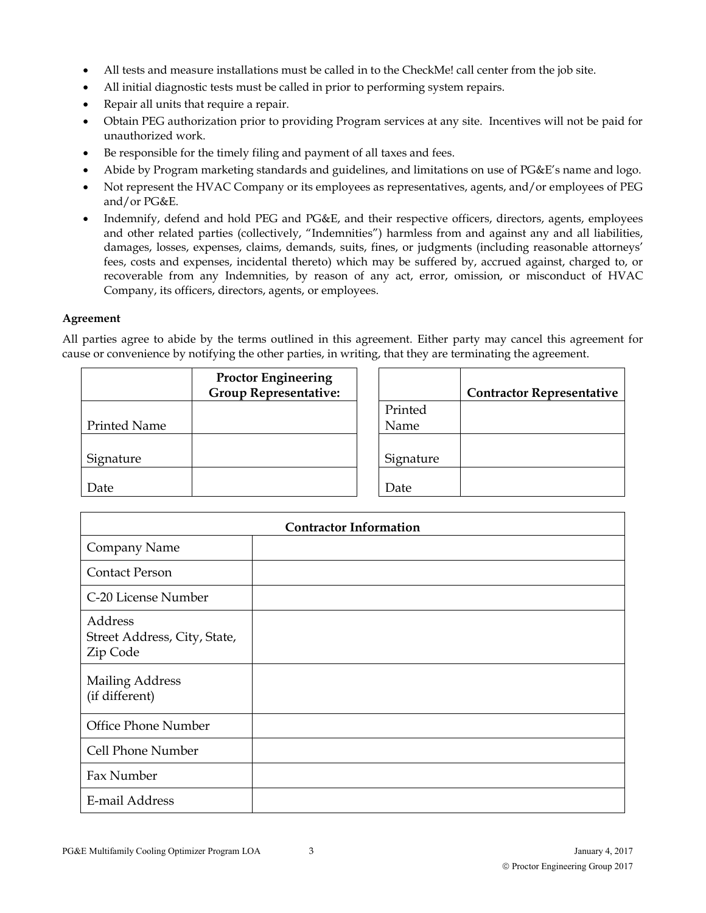- All tests and measure installations must be called in to the CheckMe! call center from the job site.
- All initial diagnostic tests must be called in prior to performing system repairs.
- Repair all units that require a repair.
- Obtain PEG authorization prior to providing Program services at any site. Incentives will not be paid for unauthorized work.
- Be responsible for the timely filing and payment of all taxes and fees.
- Abide by Program marketing standards and guidelines, and limitations on use of PG&E's name and logo.
- Not represent the HVAC Company or its employees as representatives, agents, and/or employees of PEG and/or PG&E.
- Indemnify, defend and hold PEG and PG&E, and their respective officers, directors, agents, employees and other related parties (collectively, "Indemnities") harmless from and against any and all liabilities, damages, losses, expenses, claims, demands, suits, fines, or judgments (including reasonable attorneys' fees, costs and expenses, incidental thereto) which may be suffered by, accrued against, charged to, or recoverable from any Indemnities, by reason of any act, error, omission, or misconduct of HVAC Company, its officers, directors, agents, or employees.

**Agreement**

All parties agree to abide by the terms outlined in this agreement. Either party may cancel this agreement for cause or convenience by notifying the other parties, in writing, that they are terminating the agreement.

| | **Proctor Engineering Group Representative:** |
|---|---|
| Printed Name | |
| Signature | |
| Date | |

| | **Contractor Representative** |
|---|---|
| Printed Name | |
| Signature | |
| Date | |

| **Contractor Information** | |
|---|---|
| Company Name | |
| Contact Person | |
| C-20 License Number | |
| Address<br>Street Address, City, State, Zip Code | |
| Mailing Address<br>(if different) | |
| Office Phone Number | |
| Cell Phone Number | |
| Fax Number | |
| E-mail Address | |

© Proctor Engineering Group 2017